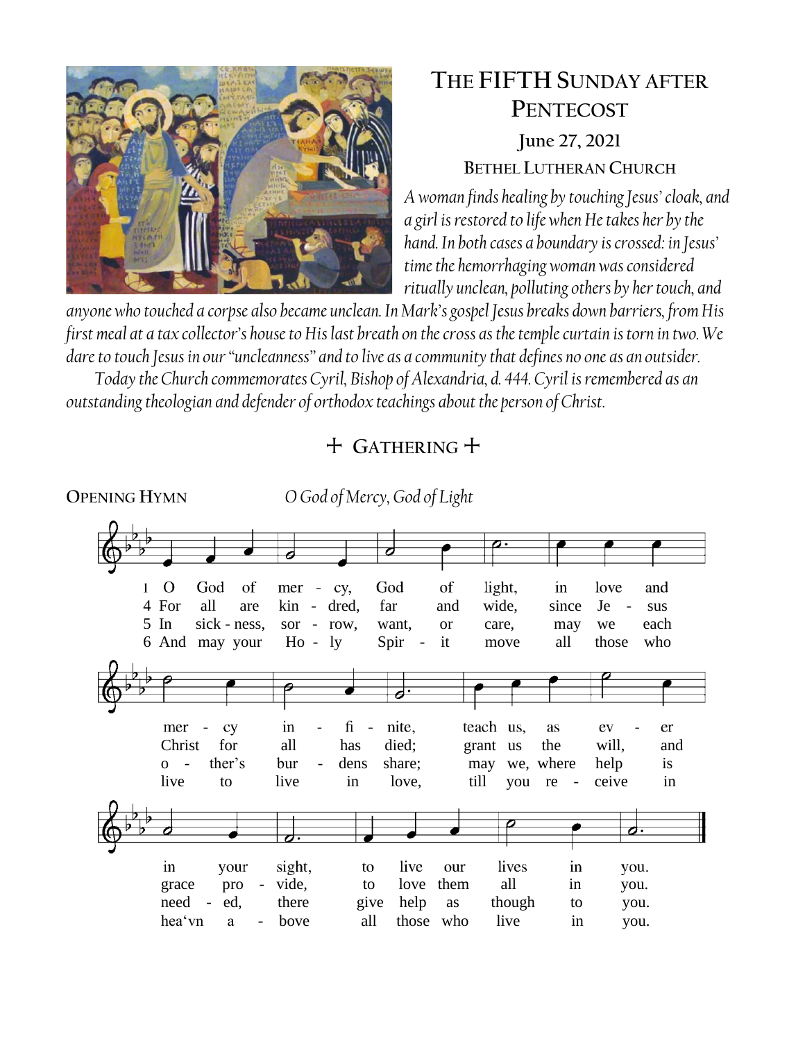# The FIFTH Sunday after Pentecost

**June 27, 2021**

**Bethel Lutheran Church**

*A woman finds healing by touching Jesus' cloak, and a girl is restored to life when He takes her by the hand. In both cases a boundary is crossed: in Jesus' time the hemorrhaging woman was considered ritually unclean, polluting others by her touch, and anyone who touched a corpse also became unclean. In Mark's gospel Jesus breaks down barriers, from His first meal at a tax collector's house to His last breath on the cross as the temple curtain is torn in two. We dare to touch Jesus in our "uncleanness" and to live as a community that defines no one as an outsider.*

*Today the Church commemorates Cyril, Bishop of Alexandria, d. 444. Cyril is remembered as an outstanding theologian and defender of orthodox teachings about the person of Christ.*

## + Gathering +

**Opening Hymn** *O God of Mercy, God of Light*

1 O God of mercy, God of light, in love and mercy infinite, teach us, as ever in your sight, to live our lives in you.

4 For all are kindred, far and wide, since Jesus Christ for all has died; grant us the will, and grace provide, to love them all in you.

5 In sickness, sorrow, want, or care, may we each other's burdens share; may we, where help is needed, there give help as though to you.

6 And may your Holy Spirit move all those who live to live in love, till you receive in heav'n above all those who live in you.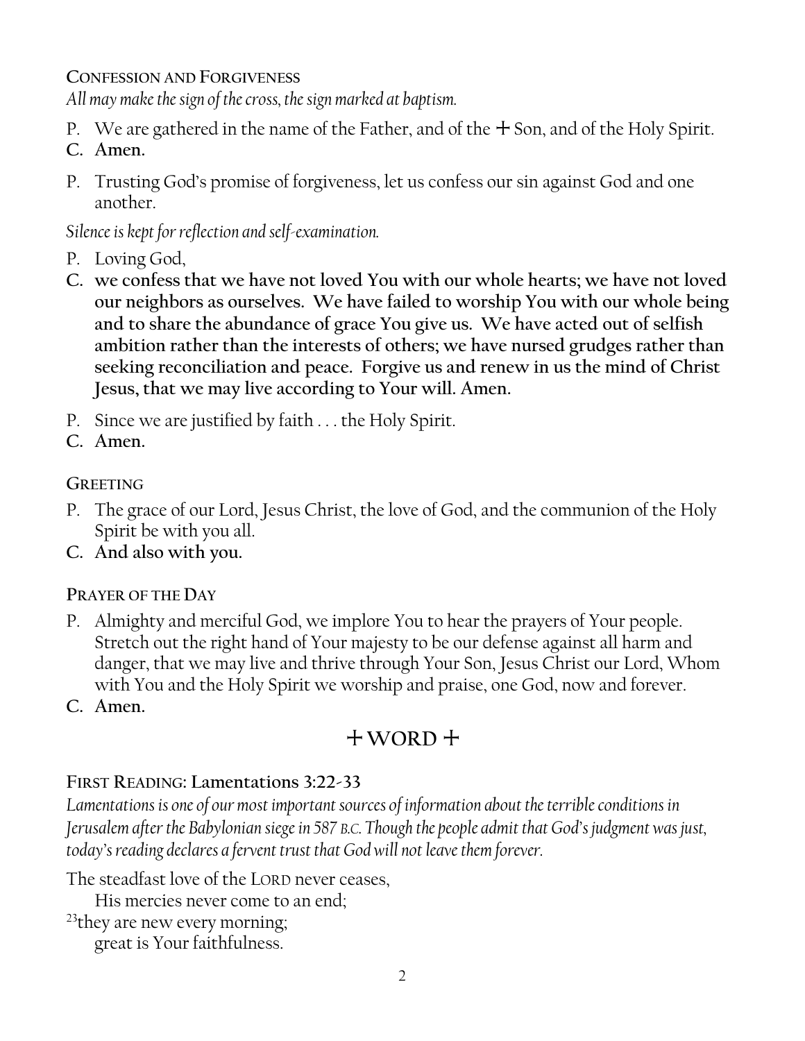## CONFESSION AND FORGIVENESS

*All may make the sign of the cross, the sign marked at baptism.*

P. We are gathered in the name of the Father, and of the + Son, and of the Holy Spirit.

**C. Amen.**

P. Trusting God's promise of forgiveness, let us confess our sin against God and one another.

*Silence is kept for reflection and self-examination.*

P. Loving God,

**C. we confess that we have not loved You with our whole hearts; we have not loved our neighbors as ourselves. We have failed to worship You with our whole being and to share the abundance of grace You give us. We have acted out of selfish ambition rather than the interests of others; we have nursed grudges rather than seeking reconciliation and peace. Forgive us and renew in us the mind of Christ Jesus, that we may live according to Your will. Amen.**

P. Since we are justified by faith . . . the Holy Spirit.

**C. Amen.**

## GREETING

P. The grace of our Lord, Jesus Christ, the love of God, and the communion of the Holy Spirit be with you all.

**C. And also with you.**

## PRAYER OF THE DAY

P. Almighty and merciful God, we implore You to hear the prayers of Your people. Stretch out the right hand of Your majesty to be our defense against all harm and danger, that we may live and thrive through Your Son, Jesus Christ our Lord, Whom with You and the Holy Spirit we worship and praise, one God, now and forever.

**C. Amen.**

# + WORD +

## FIRST READING: **Lamentations 3:22-33**

*Lamentations is one of our most important sources of information about the terrible conditions in Jerusalem after the Babylonian siege in 587 B.C. Though the people admit that God's judgment was just, today's reading declares a fervent trust that God will not leave them forever.*

The steadfast love of the LORD never ceases,
His mercies never come to an end;
[23]they are new every morning;
great is Your faithfulness.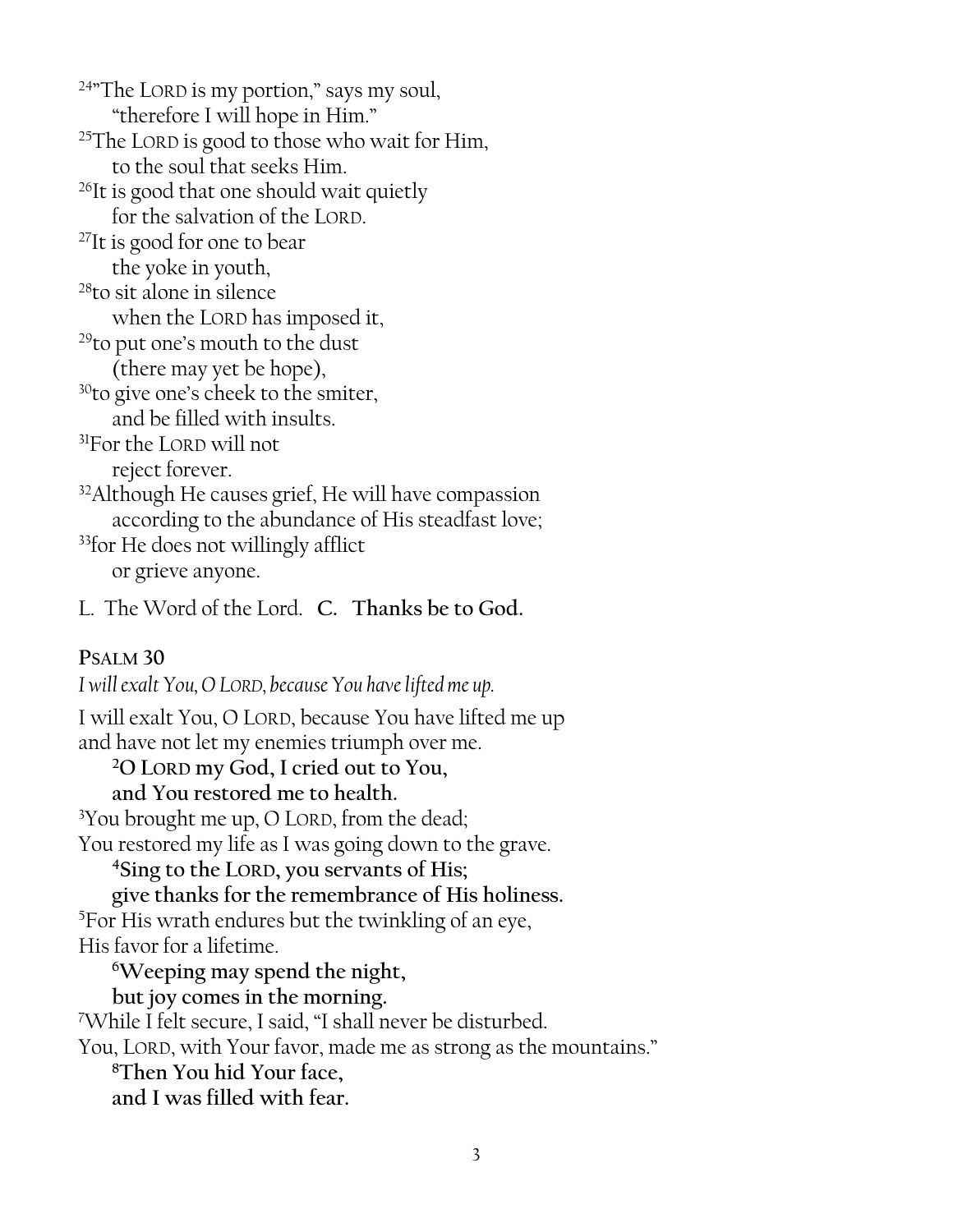[24]"The LORD is my portion," says my soul,
"therefore I will hope in Him."
[25]The LORD is good to those who wait for Him,
to the soul that seeks Him.
[26]It is good that one should wait quietly
for the salvation of the LORD.
[27]It is good for one to bear
the yoke in youth,
[28]to sit alone in silence
when the LORD has imposed it,
[29]to put one's mouth to the dust
(there may yet be hope),
[30]to give one's cheek to the smiter,
and be filled with insults.
[31]For the LORD will not
reject forever.
[32]Although He causes grief, He will have compassion
according to the abundance of His steadfast love;
[33]for He does not willingly afflict
or grieve anyone.

L. The Word of the Lord. **C. Thanks be to God.**

**PSALM 30**

*I will exalt You, O LORD, because You have lifted me up.*

I will exalt You, O LORD, because You have lifted me up
and have not let my enemies triumph over me.
**[2]O LORD my God, I cried out to You,**
**and You restored me to health.**
[3]You brought me up, O LORD, from the dead;
You restored my life as I was going down to the grave.
**[4]Sing to the LORD, you servants of His;**
**give thanks for the remembrance of His holiness.**
[5]For His wrath endures but the twinkling of an eye,
His favor for a lifetime.
**[6]Weeping may spend the night,**
**but joy comes in the morning.**
[7]While I felt secure, I said, "I shall never be disturbed.
You, LORD, with Your favor, made me as strong as the mountains."
**[8]Then You hid Your face,**
**and I was filled with fear.**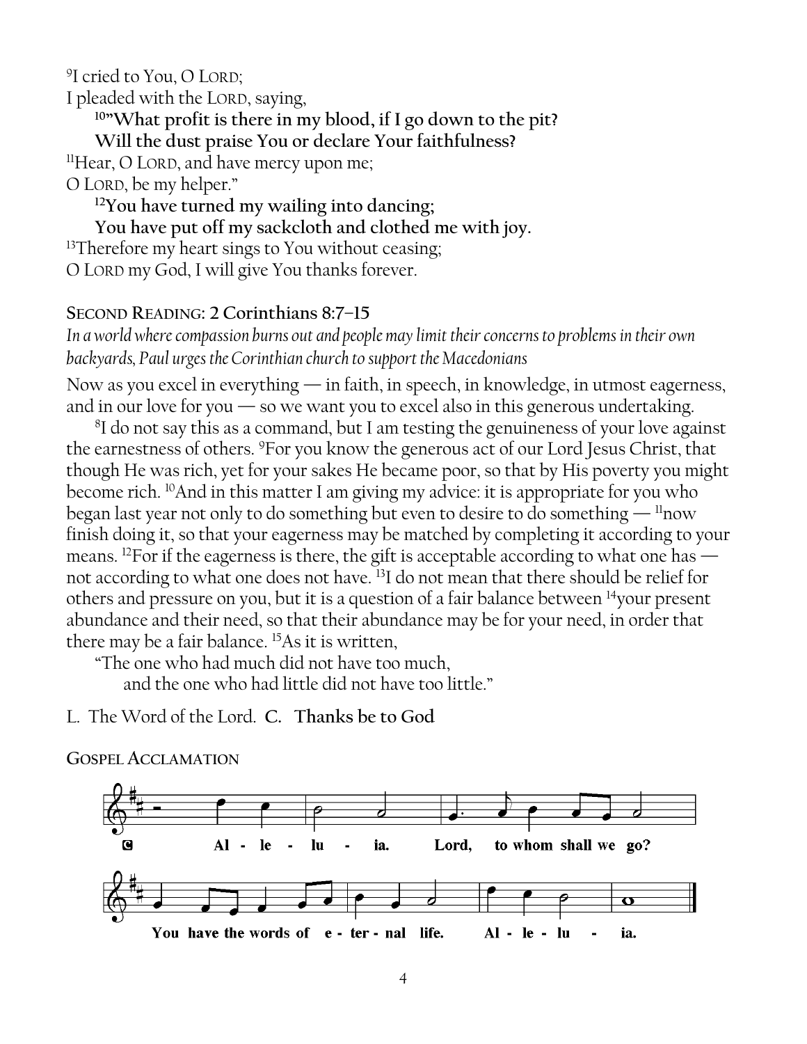[9]I cried to You, O LORD;
I pleaded with the LORD, saying,

**[10]"What profit is there in my blood, if I go down to the pit?**
**Will the dust praise You or declare Your faithfulness?**

[11]Hear, O LORD, and have mercy upon me;
O LORD, be my helper."

**[12]You have turned my wailing into dancing;**
**You have put off my sackcloth and clothed me with joy.**

[13]Therefore my heart sings to You without ceasing;
O LORD my God, I will give You thanks forever.

## SECOND READING: 2 Corinthians 8:7–15

*In a world where compassion burns out and people may limit their concerns to problems in their own backyards, Paul urges the Corinthian church to support the Macedonians*

Now as you excel in everything — in faith, in speech, in knowledge, in utmost eagerness, and in our love for you — so we want you to excel also in this generous undertaking.

[8]I do not say this as a command, but I am testing the genuineness of your love against the earnestness of others. [9]For you know the generous act of our Lord Jesus Christ, that though He was rich, yet for your sakes He became poor, so that by His poverty you might become rich. [10]And in this matter I am giving my advice: it is appropriate for you who began last year not only to do something but even to desire to do something — [11]now finish doing it, so that your eagerness may be matched by completing it according to your means. [12]For if the eagerness is there, the gift is acceptable according to what one has — not according to what one does not have. [13]I do not mean that there should be relief for others and pressure on you, but it is a question of a fair balance between [14]your present abundance and their need, so that their abundance may be for your need, in order that there may be a fair balance. [15]As it is written,

"The one who had much did not have too much,
and the one who had little did not have too little."

L. The Word of the Lord. **C. Thanks be to God**

## GOSPEL ACCLAMATION

**C** Alleluia. Lord, to whom shall we go? You have the words of eternal life. Alleluia.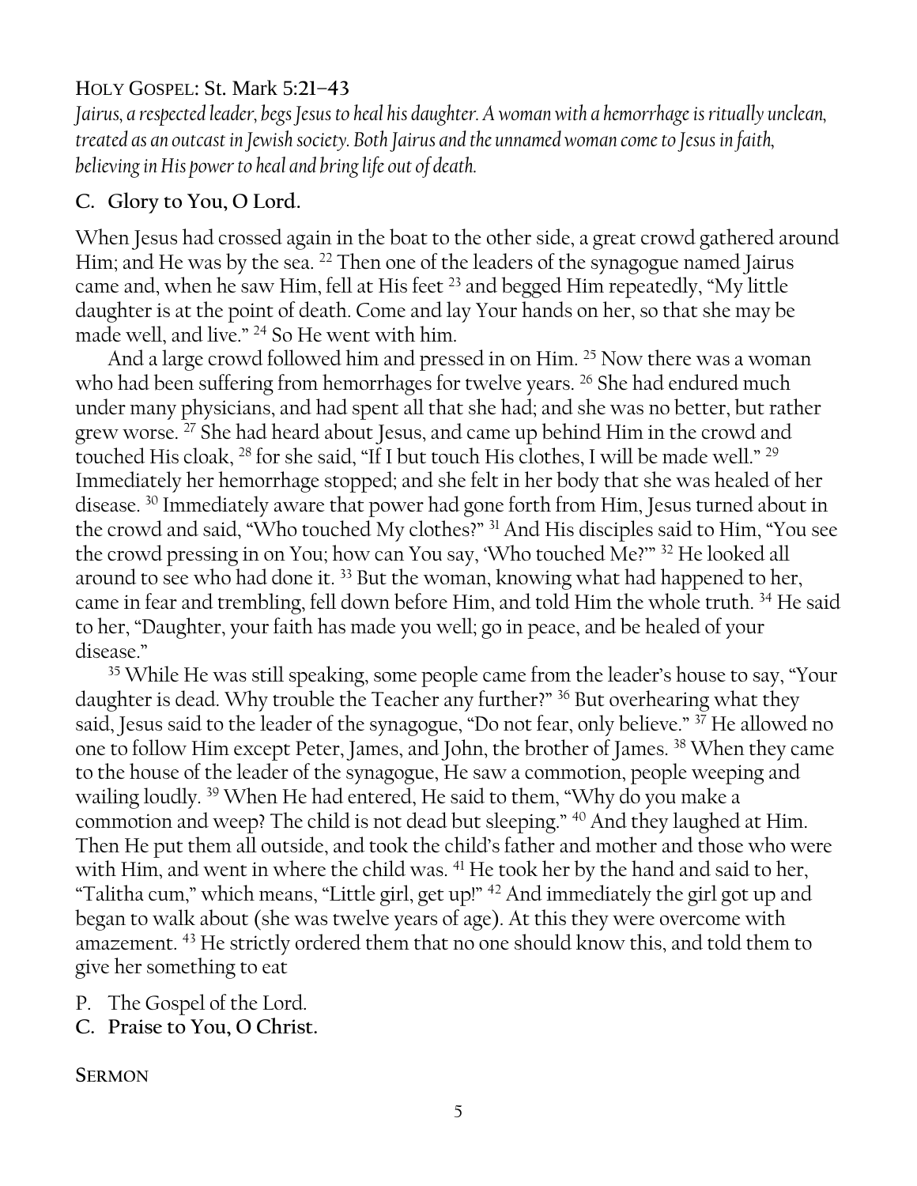HOLY GOSPEL: St. Mark 5:21–43

*Jairus, a respected leader, begs Jesus to heal his daughter. A woman with a hemorrhage is ritually unclean, treated as an outcast in Jewish society. Both Jairus and the unnamed woman come to Jesus in faith, believing in His power to heal and bring life out of death.*

**C. Glory to You, O Lord.**

When Jesus had crossed again in the boat to the other side, a great crowd gathered around Him; and He was by the sea. [22] Then one of the leaders of the synagogue named Jairus came and, when he saw Him, fell at His feet [23] and begged Him repeatedly, "My little daughter is at the point of death. Come and lay Your hands on her, so that she may be made well, and live." [24] So He went with him.

And a large crowd followed him and pressed in on Him. [25] Now there was a woman who had been suffering from hemorrhages for twelve years. [26] She had endured much under many physicians, and had spent all that she had; and she was no better, but rather grew worse. [27] She had heard about Jesus, and came up behind Him in the crowd and touched His cloak, [28] for she said, "If I but touch His clothes, I will be made well." [29] Immediately her hemorrhage stopped; and she felt in her body that she was healed of her disease. [30] Immediately aware that power had gone forth from Him, Jesus turned about in the crowd and said, "Who touched My clothes?" [31] And His disciples said to Him, "You see the crowd pressing in on You; how can You say, 'Who touched Me?'" [32] He looked all around to see who had done it. [33] But the woman, knowing what had happened to her, came in fear and trembling, fell down before Him, and told Him the whole truth. [34] He said to her, "Daughter, your faith has made you well; go in peace, and be healed of your disease."

[35] While He was still speaking, some people came from the leader's house to say, "Your daughter is dead. Why trouble the Teacher any further?" [36] But overhearing what they said, Jesus said to the leader of the synagogue, "Do not fear, only believe." [37] He allowed no one to follow Him except Peter, James, and John, the brother of James. [38] When they came to the house of the leader of the synagogue, He saw a commotion, people weeping and wailing loudly. [39] When He had entered, He said to them, "Why do you make a commotion and weep? The child is not dead but sleeping." [40] And they laughed at Him. Then He put them all outside, and took the child's father and mother and those who were with Him, and went in where the child was. [41] He took her by the hand and said to her, "Talitha cum," which means, "Little girl, get up!" [42] And immediately the girl got up and began to walk about (she was twelve years of age). At this they were overcome with amazement. [43] He strictly ordered them that no one should know this, and told them to give her something to eat

P. The Gospel of the Lord.

**C. Praise to You, O Christ.**

SERMON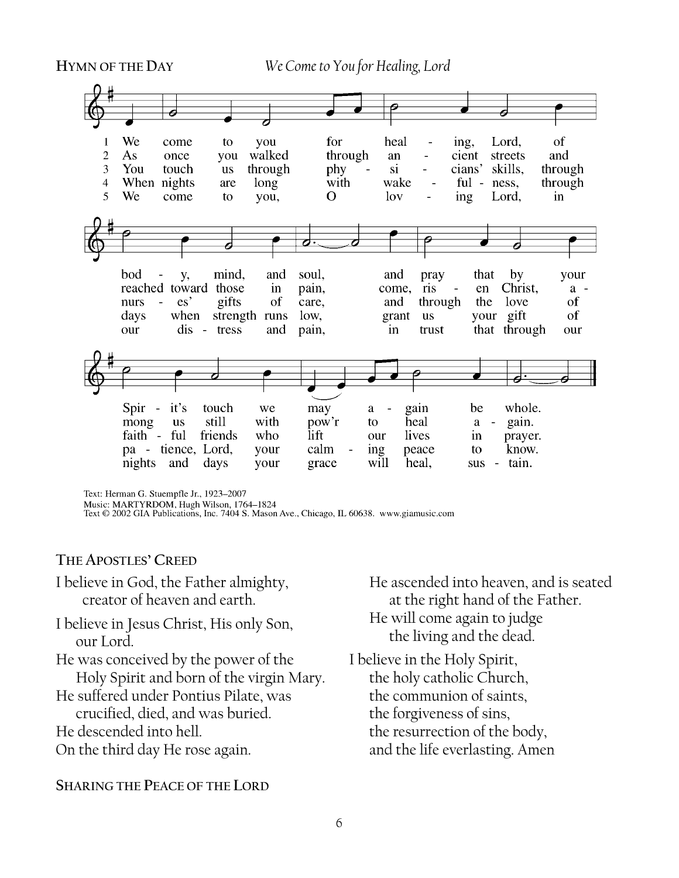**HYMN OF THE DAY** *We Come to You for Healing, Lord*

1 We come to you for heal - ing, Lord, of bod - y, mind, and soul, and pray that by your Spir - it's touch we may a - gain be whole.

2 As once you walked through an - cient streets and reached toward those in pain, come, ris - en Christ, a - mong us still with pow'r to heal a - gain.

3 You touch us through phy - si - cians' skills, through nurs - es' gifts of care, and through the love of faith - ful friends who lift our lives in prayer.

4 When nights are long with wake - ful - ness, through days when strength runs low, grant us your gift of pa - tience, Lord, your calm - ing peace to know.

5 We come to you, O lov - ing Lord, in our dis - tress and pain, in trust that through our nights and days your grace will heal, sus - tain.

Text: Herman G. Stuempfle Jr., 1923–2007
Music: MARTYRDOM, Hugh Wilson, 1764–1824
Text © 2002 GIA Publications, Inc. 7404 S. Mason Ave., Chicago, IL 60638. www.giamusic.com

**THE APOSTLES' CREED**

I believe in God, the Father almighty,
creator of heaven and earth.

I believe in Jesus Christ, His only Son,
our Lord.
He was conceived by the power of the
Holy Spirit and born of the virgin Mary.
He suffered under Pontius Pilate, was
crucified, died, and was buried.
He descended into hell.
On the third day He rose again.
He ascended into heaven, and is seated
at the right hand of the Father.
He will come again to judge
the living and the dead.

I believe in the Holy Spirit,
the holy catholic Church,
the communion of saints,
the forgiveness of sins,
the resurrection of the body,
and the life everlasting. Amen

**SHARING THE PEACE OF THE LORD**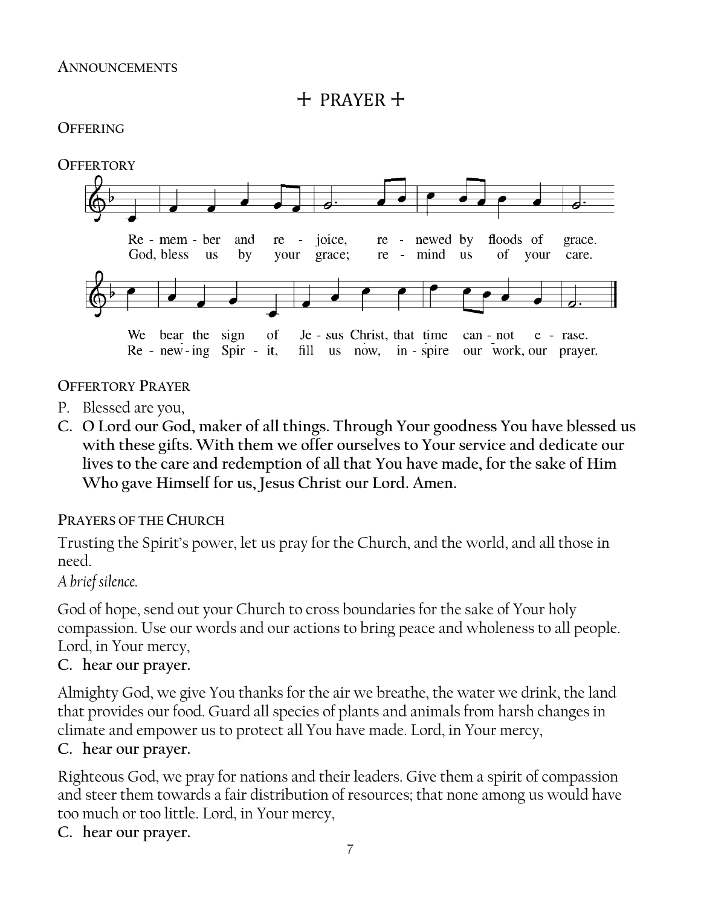**ANNOUNCEMENTS**

## + PRAYER +

**OFFERING**

**OFFERTORY**

Re - mem - ber and re - joice, re - newed by floods of grace.
God, bless us by your grace; re - mind us of your care.

We bear the sign of Je - sus Christ, that time can - not e - rase.
Re - new - ing Spir - it, fill us now, in - spire our work, our prayer.

**OFFERTORY PRAYER**

P. Blessed are you,

**C. O Lord our God, maker of all things. Through Your goodness You have blessed us with these gifts. With them we offer ourselves to Your service and dedicate our lives to the care and redemption of all that You have made, for the sake of Him Who gave Himself for us, Jesus Christ our Lord. Amen.**

**PRAYERS OF THE CHURCH**

Trusting the Spirit's power, let us pray for the Church, and the world, and all those in need.

*A brief silence.*

God of hope, send out your Church to cross boundaries for the sake of Your holy compassion. Use our words and our actions to bring peace and wholeness to all people. Lord, in Your mercy,

**C. hear our prayer.**

Almighty God, we give You thanks for the air we breathe, the water we drink, the land that provides our food. Guard all species of plants and animals from harsh changes in climate and empower us to protect all You have made. Lord, in Your mercy,

**C. hear our prayer.**

Righteous God, we pray for nations and their leaders. Give them a spirit of compassion and steer them towards a fair distribution of resources; that none among us would have too much or too little. Lord, in Your mercy,

**C. hear our prayer.**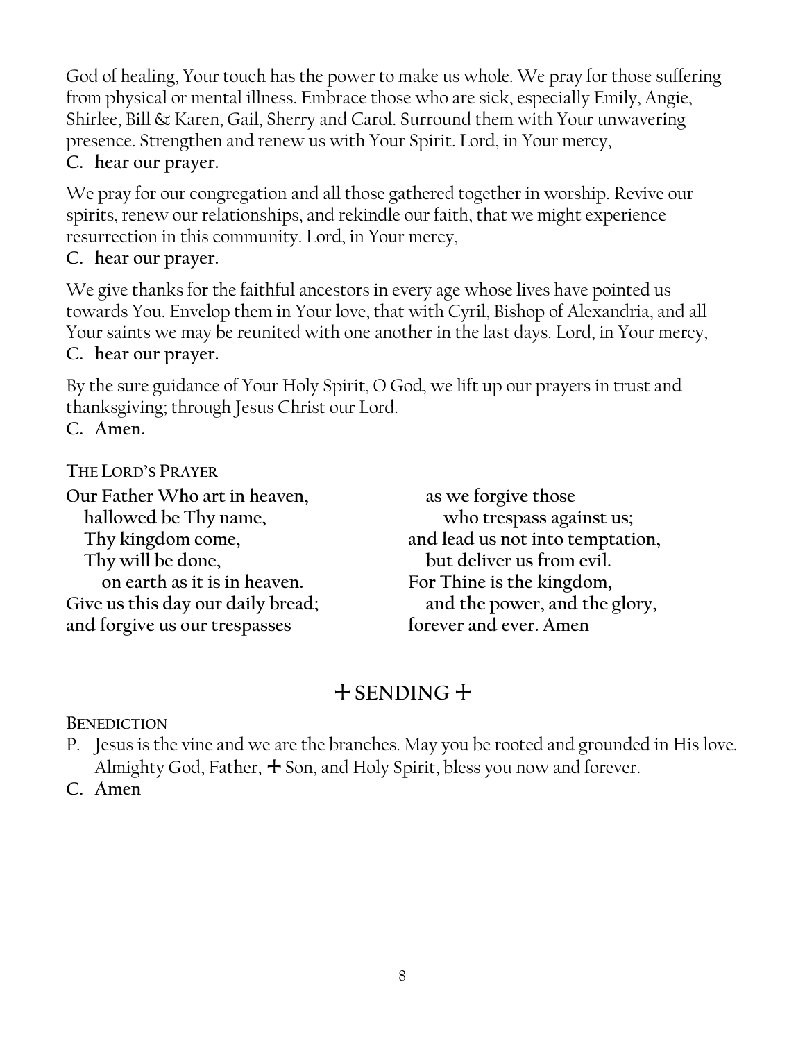God of healing, Your touch has the power to make us whole. We pray for those suffering from physical or mental illness. Embrace those who are sick, especially Emily, Angie, Shirlee, Bill & Karen, Gail, Sherry and Carol. Surround them with Your unwavering presence. Strengthen and renew us with Your Spirit. Lord, in Your mercy,
**C. hear our prayer.**

We pray for our congregation and all those gathered together in worship. Revive our spirits, renew our relationships, and rekindle our faith, that we might experience resurrection in this community. Lord, in Your mercy,
**C. hear our prayer.**

We give thanks for the faithful ancestors in every age whose lives have pointed us towards You. Envelop them in Your love, that with Cyril, Bishop of Alexandria, and all Your saints we may be reunited with one another in the last days. Lord, in Your mercy,
**C. hear our prayer.**

By the sure guidance of Your Holy Spirit, O God, we lift up our prayers in trust and thanksgiving; through Jesus Christ our Lord.
**C. Amen.**

THE LORD'S PRAYER

**Our Father Who art in heaven,**
**hallowed be Thy name,**
**Thy kingdom come,**
**Thy will be done,**
**on earth as it is in heaven.**
**Give us this day our daily bread;**
**and forgive us our trespasses**
**as we forgive those**
**who trespass against us;**
**and lead us not into temptation,**
**but deliver us from evil.**
**For Thine is the kingdom,**
**and the power, and the glory,**
**forever and ever. Amen**

## + SENDING +

BENEDICTION

P. Jesus is the vine and we are the branches. May you be rooted and grounded in His love. Almighty God, Father, + Son, and Holy Spirit, bless you now and forever.

**C. Amen**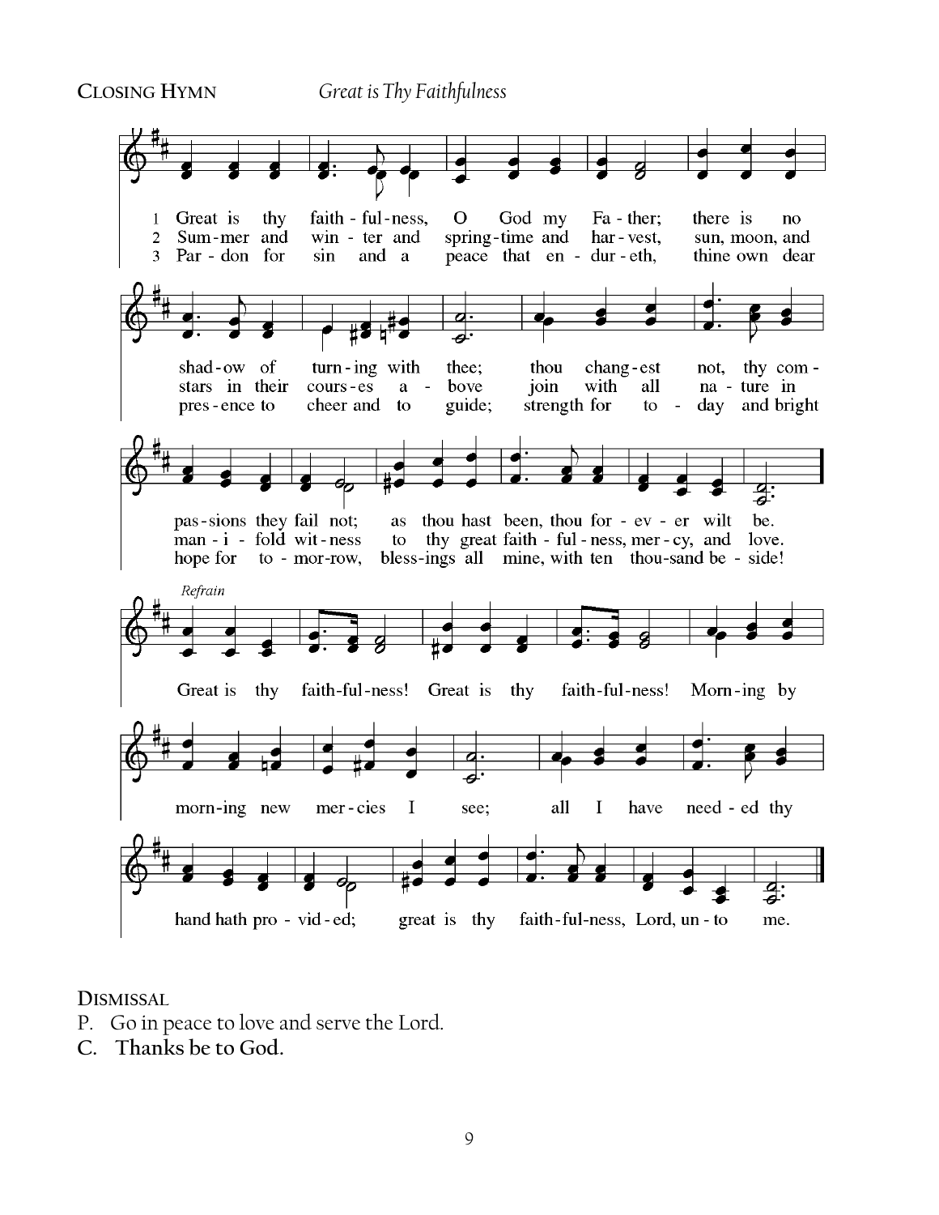**CLOSING HYMN** *Great is Thy Faithfulness*

1 Great is thy faith - ful - ness, O God my Fa - ther; there is no shad - ow of turn - ing with thee; thou chang - est not, thy com - pas - sions they fail not; as thou hast been, thou for - ev - er wilt be.

2 Sum - mer and win - ter and spring - time and har - vest, sun, moon, and stars in their cours - es a - bove join with all na - ture in man - i - fold wit - ness to thy great faith - ful - ness, mer - cy, and love.

3 Par - don for sin and a peace that en - dur - eth, thine own dear pres - ence to cheer and to guide; strength for to - day and bright hope for to - mor - row, bless - ings all mine, with ten thou - sand be - side!

*Refrain*

Great is thy faith - ful - ness! Great is thy faith - ful - ness! Morn - ing by morn - ing new mer - cies I see; all I have need - ed thy hand hath pro - vid - ed; great is thy faith - ful - ness, Lord, un - to me.

**DISMISSAL**

P. Go in peace to love and serve the Lord.

**C. Thanks be to God.**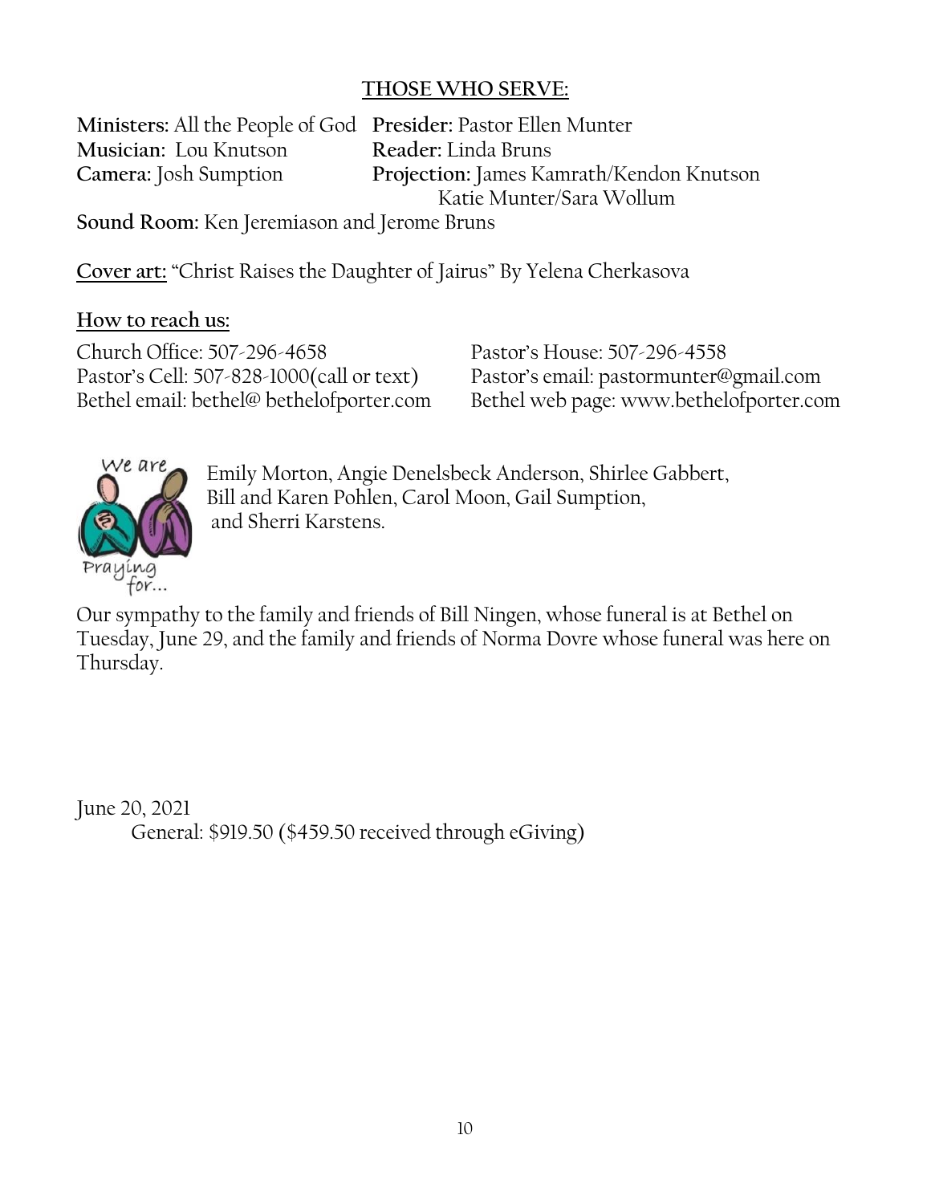## THOSE WHO SERVE:

**Ministers:** All the People of God
**Presider:** Pastor Ellen Munter
**Musician:** Lou Knutson
**Reader:** Linda Bruns
**Camera:** Josh Sumption
**Projection:** James Kamrath/Kendon Knutson Katie Munter/Sara Wollum
**Sound Room:** Ken Jeremiason and Jerome Bruns

**Cover art:** "Christ Raises the Daughter of Jairus" By Yelena Cherkasova

**How to reach us:**

Church Office: 507-296-4658
Pastor's House: 507-296-4558
Pastor's Cell: 507-828-1000(call or text)
Pastor's email: pastormunter@gmail.com
Bethel email: bethel@ bethelofporter.com
Bethel web page: www.bethelofporter.com

We are Praying for... Emily Morton, Angie Denelsbeck Anderson, Shirlee Gabbert, Bill and Karen Pohlen, Carol Moon, Gail Sumption, and Sherri Karstens.

Our sympathy to the family and friends of Bill Ningen, whose funeral is at Bethel on Tuesday, June 29, and the family and friends of Norma Dovre whose funeral was here on Thursday.

June 20, 2021
General: $919.50 ($459.50 received through eGiving)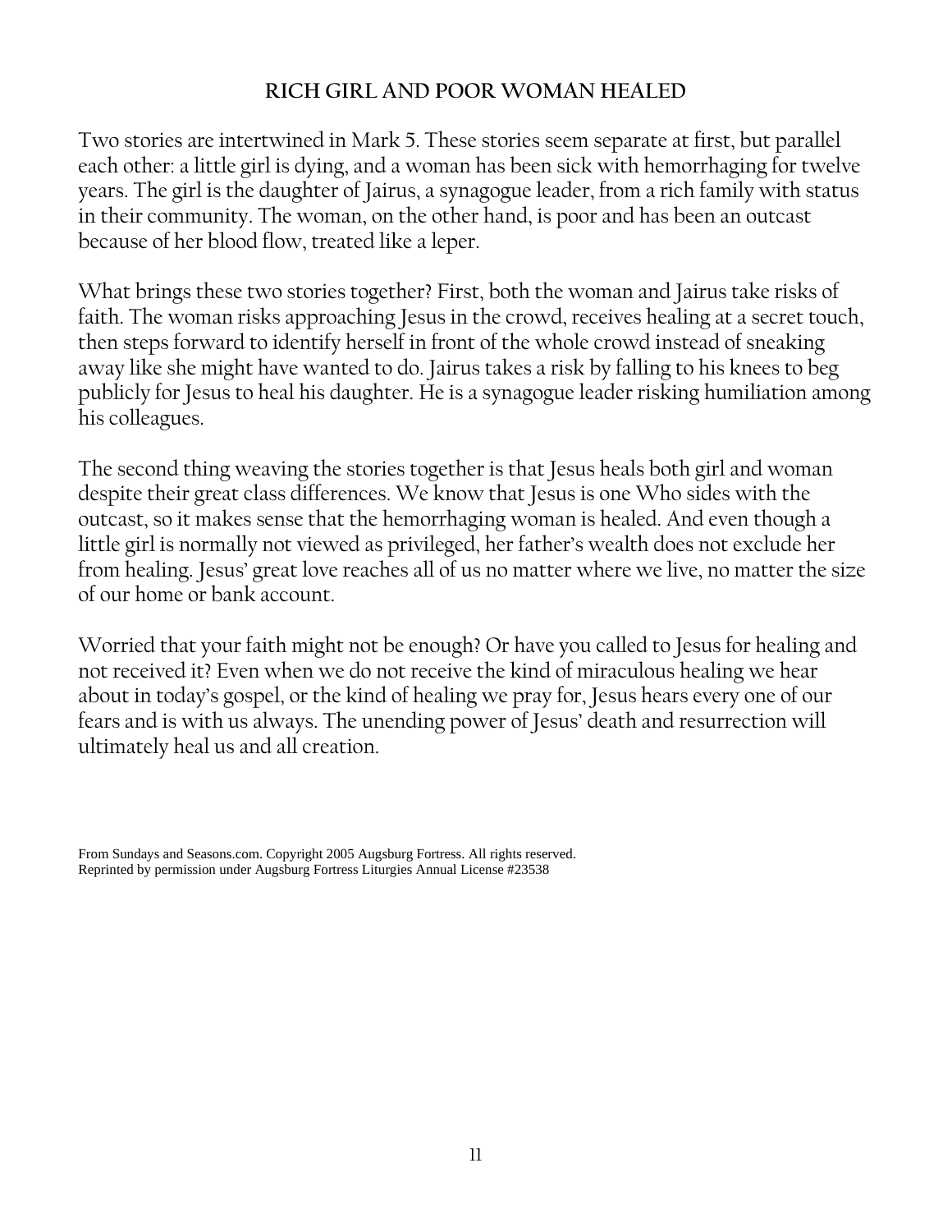# RICH GIRL AND POOR WOMAN HEALED

Two stories are intertwined in Mark 5. These stories seem separate at first, but parallel each other: a little girl is dying, and a woman has been sick with hemorrhaging for twelve years. The girl is the daughter of Jairus, a synagogue leader, from a rich family with status in their community. The woman, on the other hand, is poor and has been an outcast because of her blood flow, treated like a leper.

What brings these two stories together? First, both the woman and Jairus take risks of faith. The woman risks approaching Jesus in the crowd, receives healing at a secret touch, then steps forward to identify herself in front of the whole crowd instead of sneaking away like she might have wanted to do. Jairus takes a risk by falling to his knees to beg publicly for Jesus to heal his daughter. He is a synagogue leader risking humiliation among his colleagues.

The second thing weaving the stories together is that Jesus heals both girl and woman despite their great class differences. We know that Jesus is one Who sides with the outcast, so it makes sense that the hemorrhaging woman is healed. And even though a little girl is normally not viewed as privileged, her father's wealth does not exclude her from healing. Jesus' great love reaches all of us no matter where we live, no matter the size of our home or bank account.

Worried that your faith might not be enough? Or have you called to Jesus for healing and not received it? Even when we do not receive the kind of miraculous healing we hear about in today's gospel, or the kind of healing we pray for, Jesus hears every one of our fears and is with us always. The unending power of Jesus' death and resurrection will ultimately heal us and all creation.

From Sundays and Seasons.com. Copyright 2005 Augsburg Fortress. All rights reserved.
Reprinted by permission under Augsburg Fortress Liturgies Annual License #23538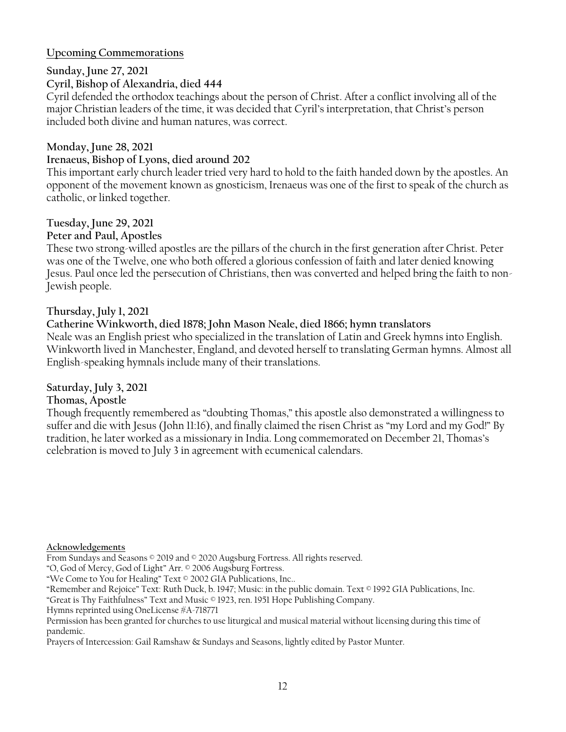## Upcoming Commemorations

**Sunday, June 27, 2021**
**Cyril, Bishop of Alexandria, died 444**

Cyril defended the orthodox teachings about the person of Christ. After a conflict involving all of the major Christian leaders of the time, it was decided that Cyril's interpretation, that Christ's person included both divine and human natures, was correct.

**Monday, June 28, 2021**
**Irenaeus, Bishop of Lyons, died around 202**

This important early church leader tried very hard to hold to the faith handed down by the apostles. An opponent of the movement known as gnosticism, Irenaeus was one of the first to speak of the church as catholic, or linked together.

**Tuesday, June 29, 2021**
**Peter and Paul, Apostles**

These two strong-willed apostles are the pillars of the church in the first generation after Christ. Peter was one of the Twelve, one who both offered a glorious confession of faith and later denied knowing Jesus. Paul once led the persecution of Christians, then was converted and helped bring the faith to non-Jewish people.

**Thursday, July 1, 2021**
**Catherine Winkworth, died 1878; John Mason Neale, died 1866; hymn translators**

Neale was an English priest who specialized in the translation of Latin and Greek hymns into English. Winkworth lived in Manchester, England, and devoted herself to translating German hymns. Almost all English-speaking hymnals include many of their translations.

**Saturday, July 3, 2021**
**Thomas, Apostle**

Though frequently remembered as "doubting Thomas," this apostle also demonstrated a willingness to suffer and die with Jesus (John 11:16), and finally claimed the risen Christ as "my Lord and my God!" By tradition, he later worked as a missionary in India. Long commemorated on December 21, Thomas's celebration is moved to July 3 in agreement with ecumenical calendars.

**Acknowledgements**

From Sundays and Seasons © 2019 and © 2020 Augsburg Fortress. All rights reserved.
"O, God of Mercy, God of Light" Arr. © 2006 Augsburg Fortress.
"We Come to You for Healing" Text © 2002 GIA Publications, Inc..
"Remember and Rejoice" Text: Ruth Duck, b. 1947; Music: in the public domain. Text © 1992 GIA Publications, Inc.
"Great is Thy Faithfulness" Text and Music © 1923, ren. 1951 Hope Publishing Company.
Hymns reprinted using OneLicense #A-718771
Permission has been granted for churches to use liturgical and musical material without licensing during this time of pandemic.
Prayers of Intercession: Gail Ramshaw & Sundays and Seasons, lightly edited by Pastor Munter.